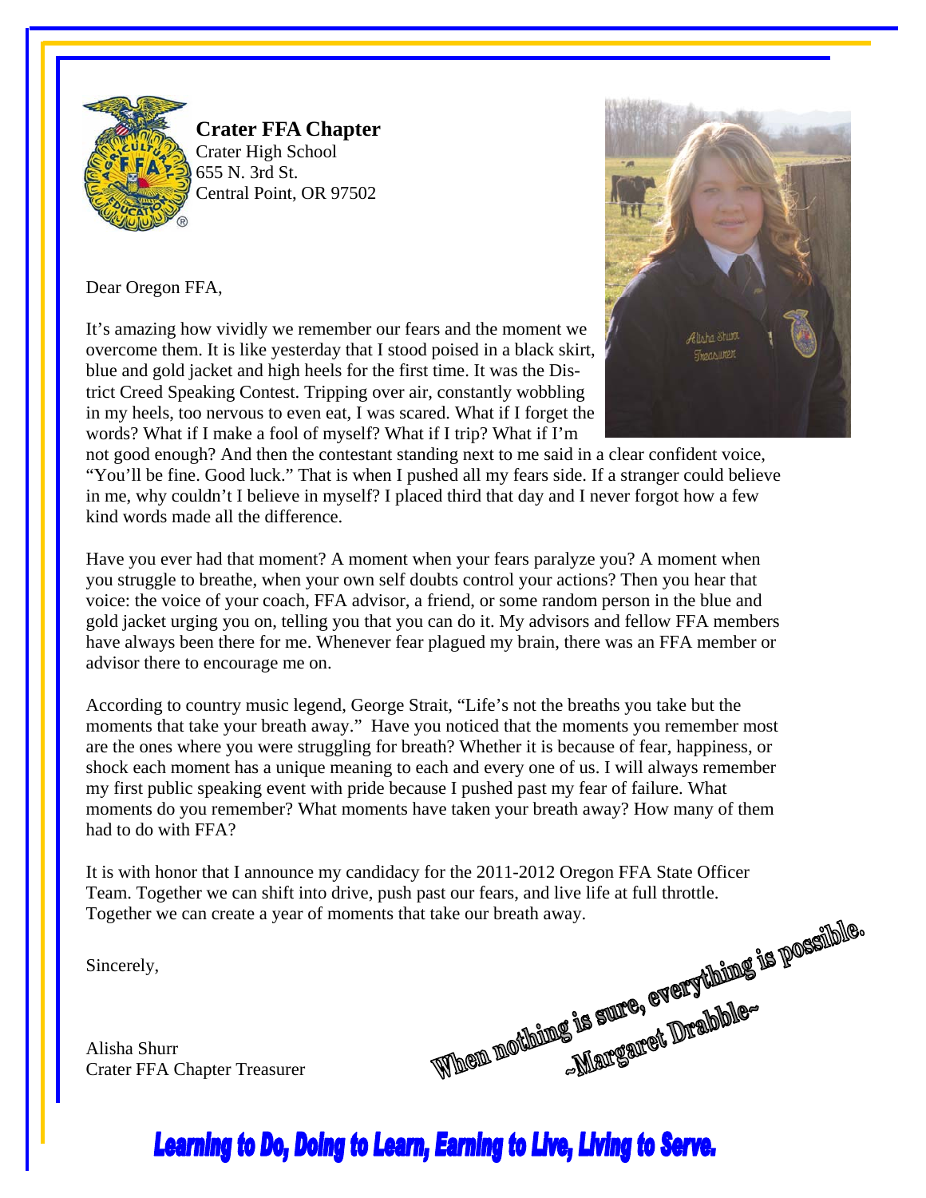**Crater FFA Chapter**
Crater High School
655 N. 3rd St.
Central Point, OR 97502

Dear Oregon FFA,

It's amazing how vividly we remember our fears and the moment we overcome them. It is like yesterday that I stood poised in a black skirt, blue and gold jacket and high heels for the first time. It was the District Creed Speaking Contest. Tripping over air, constantly wobbling in my heels, too nervous to even eat, I was scared. What if I forget the words? What if I make a fool of myself? What if I trip? What if I'm not good enough? And then the contestant standing next to me said in a clear confident voice, "You'll be fine. Good luck." That is when I pushed all my fears side. If a stranger could believe in me, why couldn't I believe in myself? I placed third that day and I never forgot how a few kind words made all the difference.

Have you ever had that moment? A moment when your fears paralyze you? A moment when you struggle to breathe, when your own self doubts control your actions? Then you hear that voice: the voice of your coach, FFA advisor, a friend, or some random person in the blue and gold jacket urging you on, telling you that you can do it. My advisors and fellow FFA members have always been there for me. Whenever fear plagued my brain, there was an FFA member or advisor there to encourage me on.

According to country music legend, George Strait, "Life's not the breaths you take but the moments that take your breath away." Have you noticed that the moments you remember most are the ones where you were struggling for breath? Whether it is because of fear, happiness, or shock each moment has a unique meaning to each and every one of us. I will always remember my first public speaking event with pride because I pushed past my fear of failure. What moments do you remember? What moments have taken your breath away? How many of them had to do with FFA?

It is with honor that I announce my candidacy for the 2011-2012 Oregon FFA State Officer Team. Together we can shift into drive, push past our fears, and live life at full throttle. Together we can create a year of moments that take our breath away.

Sincerely,

Alisha Shurr
Crater FFA Chapter Treasurer

When nothing is sure, everything is possible.
~Margaret Drabble~

**Learning to Do, Doing to Learn, Earning to Live, Living to Serve.**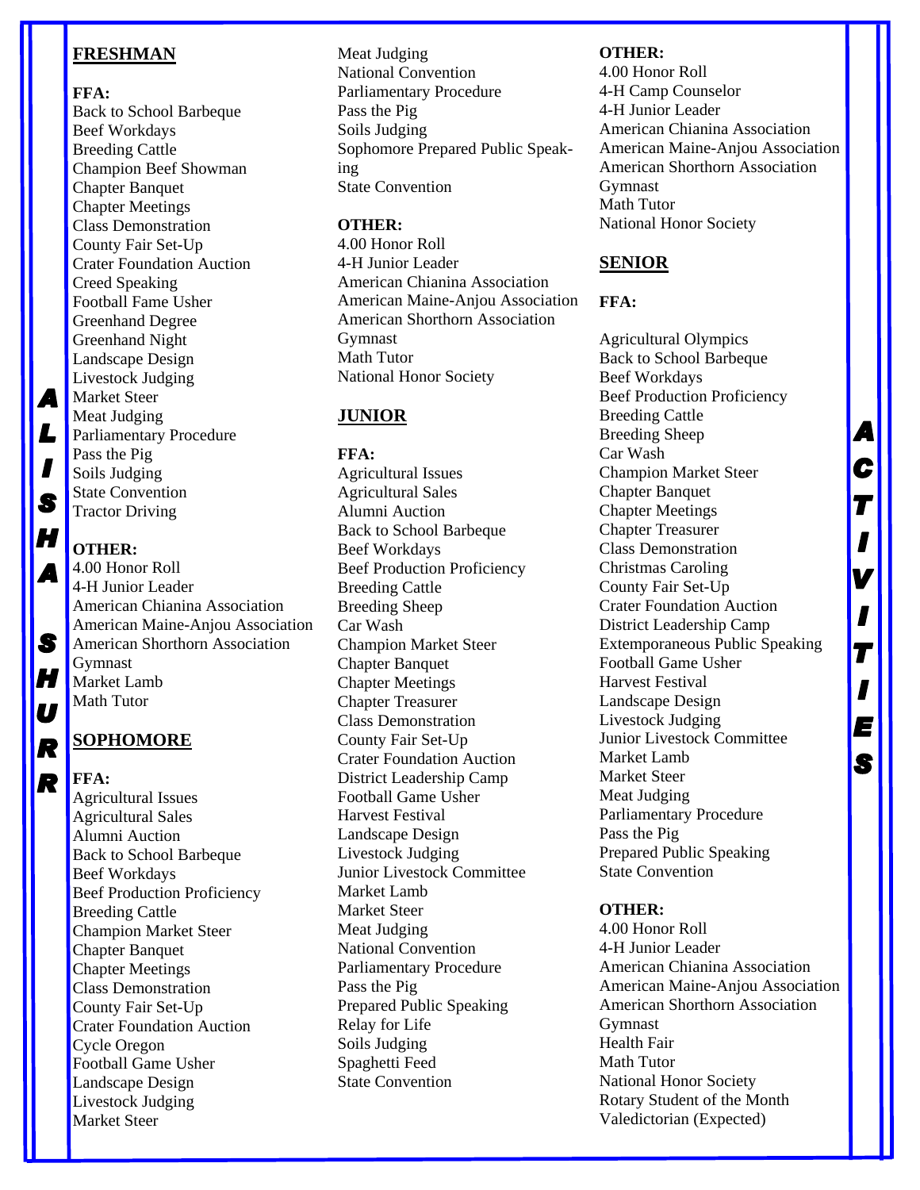ALISHA SHURR

ACTIVITIES

## FRESHMAN

**FFA:**

Back to School Barbeque
Beef Workdays
Breeding Cattle
Champion Beef Showman
Chapter Banquet
Chapter Meetings
Class Demonstration
County Fair Set-Up
Crater Foundation Auction
Creed Speaking
Football Fame Usher
Greenhand Degree
Greenhand Night
Landscape Design
Livestock Judging
Market Steer
Meat Judging
Parliamentary Procedure
Pass the Pig
Soils Judging
State Convention
Tractor Driving

**OTHER:**

4.00 Honor Roll
4-H Junior Leader
American Chianina Association
American Maine-Anjou Association
American Shorthorn Association
Gymnast
Market Lamb
Math Tutor

## SOPHOMORE

**FFA:**

Agricultural Issues
Agricultural Sales
Alumni Auction
Back to School Barbeque
Beef Workdays
Beef Production Proficiency
Breeding Cattle
Champion Market Steer
Chapter Banquet
Chapter Meetings
Class Demonstration
County Fair Set-Up
Crater Foundation Auction
Cycle Oregon
Football Game Usher
Landscape Design
Livestock Judging
Market Steer
Meat Judging
National Convention
Parliamentary Procedure
Pass the Pig
Soils Judging
Sophomore Prepared Public Speaking
State Convention

**OTHER:**

4.00 Honor Roll
4-H Junior Leader
American Chianina Association
American Maine-Anjou Association
American Shorthorn Association
Gymnast
Math Tutor
National Honor Society

## JUNIOR

**FFA:**

Agricultural Issues
Agricultural Sales
Alumni Auction
Back to School Barbeque
Beef Workdays
Beef Production Proficiency
Breeding Cattle
Breeding Sheep
Car Wash
Champion Market Steer
Chapter Banquet
Chapter Meetings
Chapter Treasurer
Class Demonstration
County Fair Set-Up
Crater Foundation Auction
District Leadership Camp
Football Game Usher
Harvest Festival
Landscape Design
Livestock Judging
Junior Livestock Committee
Market Lamb
Market Steer
Meat Judging
National Convention
Parliamentary Procedure
Pass the Pig
Prepared Public Speaking
Relay for Life
Soils Judging
Spaghetti Feed
State Convention

**OTHER:**

4.00 Honor Roll
4-H Camp Counselor
4-H Junior Leader
American Chianina Association
American Maine-Anjou Association
American Shorthorn Association
Gymnast
Math Tutor
National Honor Society

## SENIOR

**FFA:**

Agricultural Olympics
Back to School Barbeque
Beef Workdays
Beef Production Proficiency
Breeding Cattle
Breeding Sheep
Car Wash
Champion Market Steer
Chapter Banquet
Chapter Meetings
Chapter Treasurer
Class Demonstration
Christmas Caroling
County Fair Set-Up
Crater Foundation Auction
District Leadership Camp
Extemporaneous Public Speaking
Football Game Usher
Harvest Festival
Landscape Design
Livestock Judging
Junior Livestock Committee
Market Lamb
Market Steer
Meat Judging
Parliamentary Procedure
Pass the Pig
Prepared Public Speaking
State Convention

**OTHER:**

4.00 Honor Roll
4-H Junior Leader
American Chianina Association
American Maine-Anjou Association
American Shorthorn Association
Gymnast
Health Fair
Math Tutor
National Honor Society
Rotary Student of the Month
Valedictorian (Expected)